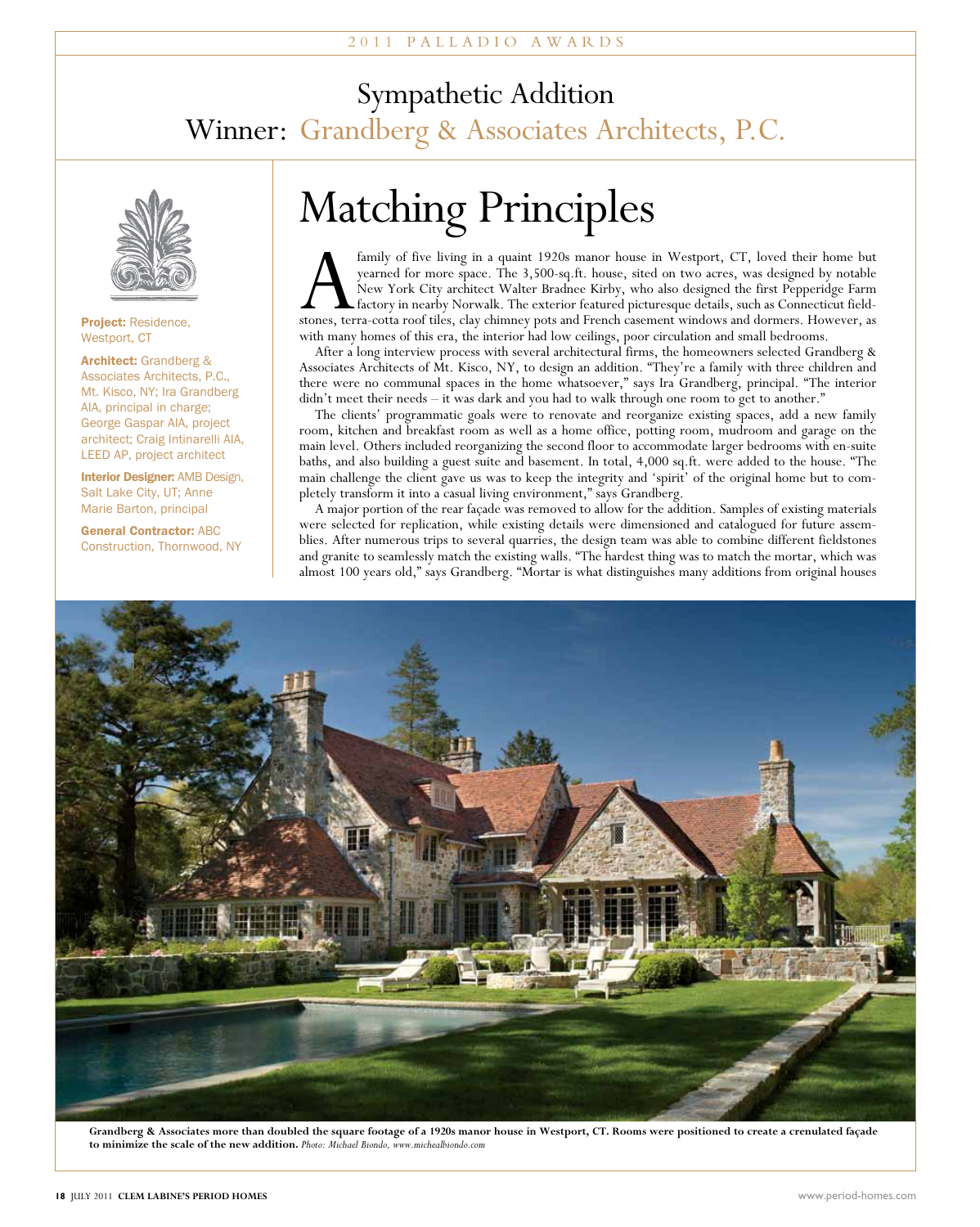2011 PALLADIO AWARDS

## Sympathetic Addition
## Winner: Grandberg & Associates Architects, P.C.

**Project:** Residence, Westport, CT

**Architect:** Grandberg & Associates Architects, P.C., Mt. Kisco, NY; Ira Grandberg AIA, principal in charge; George Gaspar AIA, project architect; Craig Intinarelli AIA, LEED AP, project architect

**Interior Designer:** AMB Design, Salt Lake City, UT; Anne Marie Barton, principal

**General Contractor:** ABC Construction, Thornwood, NY

# Matching Principles

A family of five living in a quaint 1920s manor house in Westport, CT, loved their home but yearned for more space. The 3,500-sq.ft. house, sited on two acres, was designed by notable New York City architect Walter Bradnee Kirby, who also designed the first Pepperidge Farm factory in nearby Norwalk. The exterior featured picturesque details, such as Connecticut fieldstones, terra-cotta roof tiles, clay chimney pots and French casement windows and dormers. However, as with many homes of this era, the interior had low ceilings, poor circulation and small bedrooms.

After a long interview process with several architectural firms, the homeowners selected Grandberg & Associates Architects of Mt. Kisco, NY, to design an addition. "They're a family with three children and there were no communal spaces in the home whatsoever," says Ira Grandberg, principal. "The interior didn't meet their needs – it was dark and you had to walk through one room to get to another."

The clients' programmatic goals were to renovate and reorganize existing spaces, add a new family room, kitchen and breakfast room as well as a home office, potting room, mudroom and garage on the main level. Others included reorganizing the second floor to accommodate larger bedrooms with en-suite baths, and also building a guest suite and basement. In total, 4,000 sq.ft. were added to the house. "The main challenge the client gave us was to keep the integrity and 'spirit' of the original home but to completely transform it into a casual living environment," says Grandberg.

A major portion of the rear façade was removed to allow for the addition. Samples of existing materials were selected for replication, while existing details were dimensioned and catalogued for future assemblies. After numerous trips to several quarries, the design team was able to combine different fieldstones and granite to seamlessly match the existing walls. "The hardest thing was to match the mortar, which was almost 100 years old," says Grandberg. "Mortar is what distinguishes many additions from original houses

**Grandberg & Associates more than doubled the square footage of a 1920s manor house in Westport, CT. Rooms were positioned to create a crenulated façade to minimize the scale of the new addition.** *Photo: Michael Biondo, www.michealbiondo.com*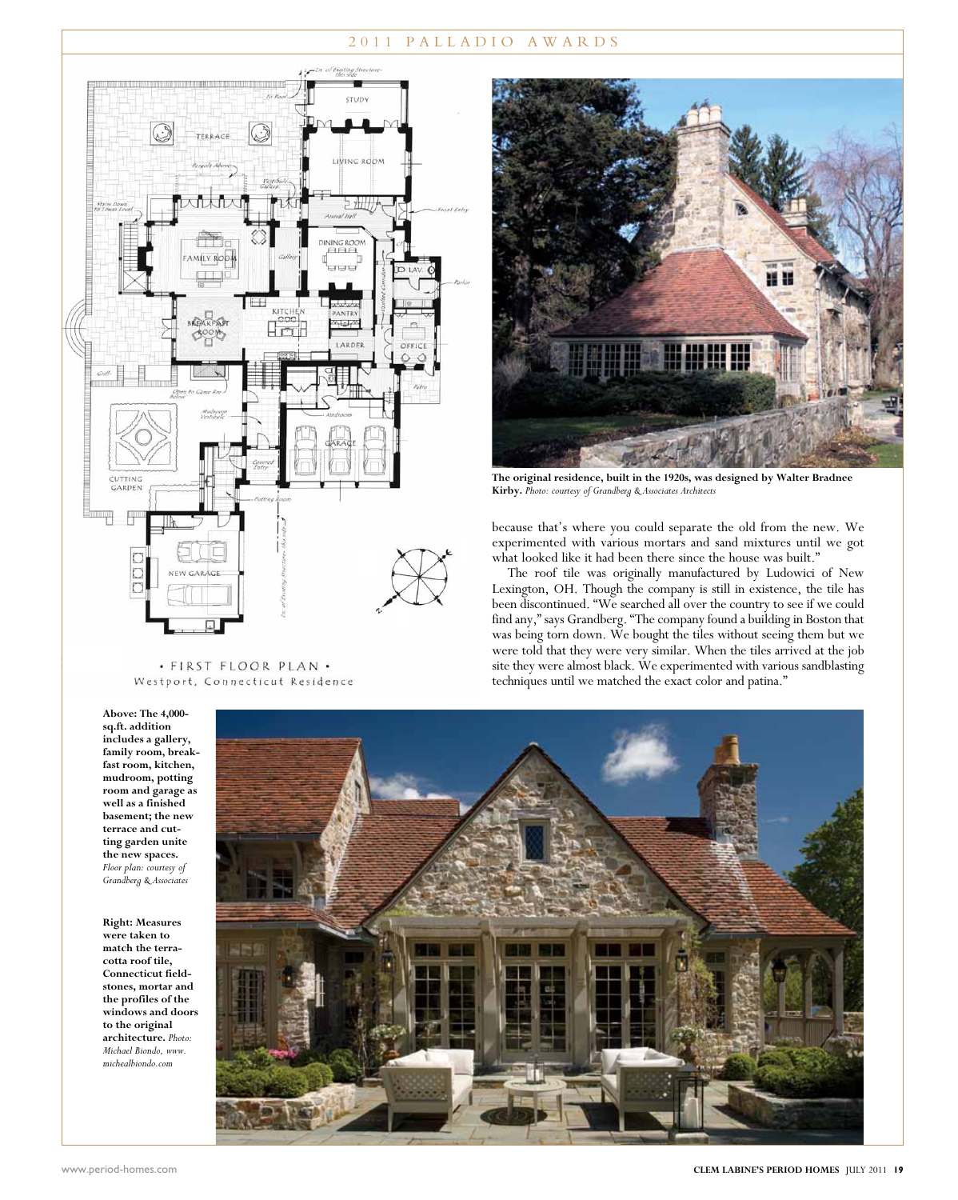because that's where you could separate the old from the new. We experimented with various mortars and sand mixtures until we got what looked like it had been there since the house was built."

The roof tile was originally manufactured by Ludowici of New Lexington, OH. Though the company is still in existence, the tile has been discontinued. "We searched all over the country to see if we could find any," says Grandberg. "The company found a building in Boston that was being torn down. We bought the tiles without seeing them but we were told that they were very similar. When the tiles arrived at the job site they were almost black. We experimented with various sandblasting techniques until we matched the exact color and patina."

• FIRST FLOOR PLAN •
Westport, Connecticut Residence

**The original residence, built in the 1920s, was designed by Walter Bradnee Kirby.** *Photo: courtesy of Grandberg & Associates Architects*

**Above: The 4,000-sq.ft. addition includes a gallery, family room, breakfast room, kitchen, mudroom, potting room and garage as well as a finished basement; the new terrace and cutting garden unite the new spaces.** *Floor plan: courtesy of Grandberg & Associates*

**Right: Measures were taken to match the terra-cotta roof tile, Connecticut fieldstones, mortar and the profiles of the windows and doors to the original architecture.** *Photo: Michael Biondo, www.michealbiondo.com*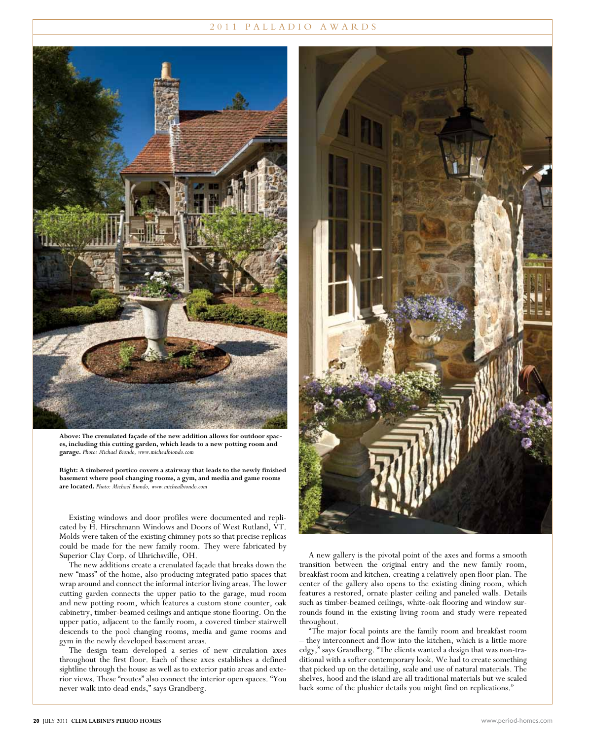**Above: The crenulated façade of the new addition allows for outdoor spaces, including this cutting garden, which leads to a new potting room and garage.** *Photo: Michael Biondo, www.michealbiondo.com*

**Right: A timbered portico covers a stairway that leads to the newly finished basement where pool changing rooms, a gym, and media and game rooms are located.** *Photo: Michael Biondo, www.michealbiondo.com*

Existing windows and door profiles were documented and replicated by H. Hirschmann Windows and Doors of West Rutland, VT. Molds were taken of the existing chimney pots so that precise replicas could be made for the new family room. They were fabricated by Superior Clay Corp. of Uhrichsville, OH.

The new additions create a crenulated façade that breaks down the new "mass" of the home, also producing integrated patio spaces that wrap around and connect the informal interior living areas. The lower cutting garden connects the upper patio to the garage, mud room and new potting room, which features a custom stone counter, oak cabinetry, timber-beamed ceilings and antique stone flooring. On the upper patio, adjacent to the family room, a covered timber stairwell descends to the pool changing rooms, media and game rooms and gym in the newly developed basement areas.

The design team developed a series of new circulation axes throughout the first floor. Each of these axes establishes a defined sightline through the house as well as to exterior patio areas and exterior views. These "routes" also connect the interior open spaces. "You never walk into dead ends," says Grandberg.

A new gallery is the pivotal point of the axes and forms a smooth transition between the original entry and the new family room, breakfast room and kitchen, creating a relatively open floor plan. The center of the gallery also opens to the existing dining room, which features a restored, ornate plaster ceiling and paneled walls. Details such as timber-beamed ceilings, white-oak flooring and window surrounds found in the existing living room and study were repeated throughout.

"The major focal points are the family room and breakfast room – they interconnect and flow into the kitchen, which is a little more edgy," says Grandberg. "The clients wanted a design that was non-traditional with a softer contemporary look. We had to create something that picked up on the detailing, scale and use of natural materials. The shelves, hood and the island are all traditional materials but we scaled back some of the plushier details you might find on replications."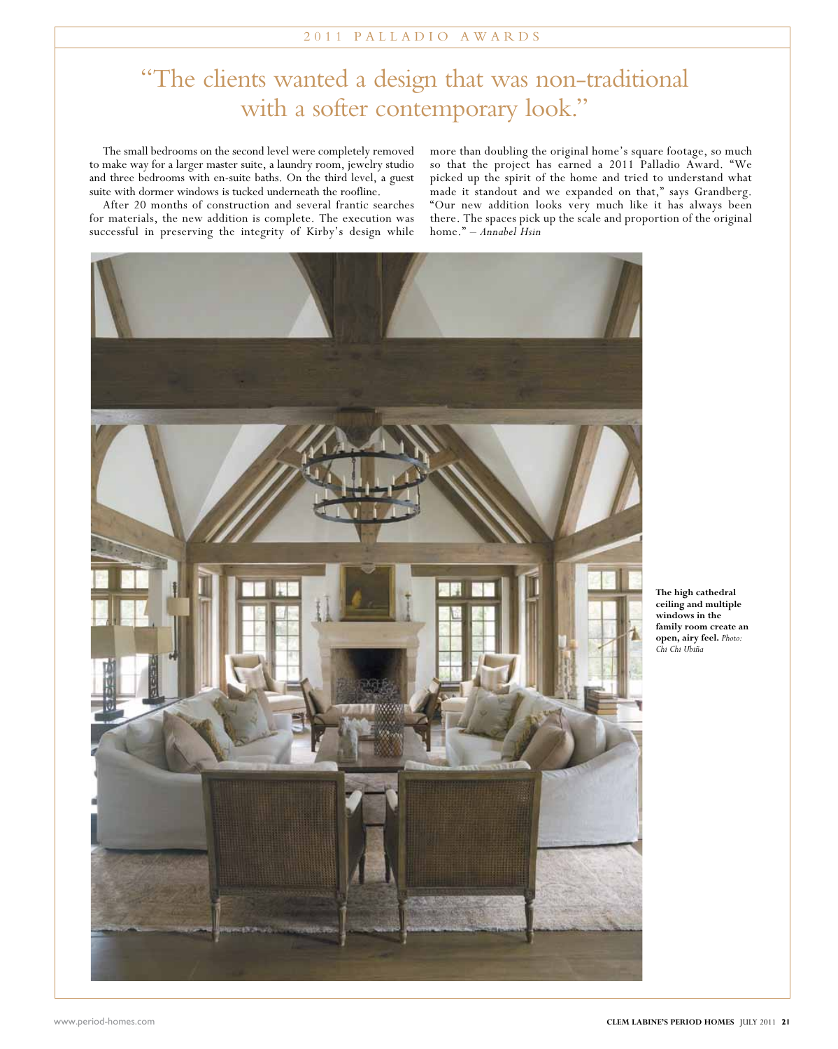# "The clients wanted a design that was non-traditional with a softer contemporary look."

The small bedrooms on the second level were completely removed to make way for a larger master suite, a laundry room, jewelry studio and three bedrooms with en-suite baths. On the third level, a guest suite with dormer windows is tucked underneath the roofline.

After 20 months of construction and several frantic searches for materials, the new addition is complete. The execution was successful in preserving the integrity of Kirby's design while more than doubling the original home's square footage, so much so that the project has earned a 2011 Palladio Award. "We picked up the spirit of the home and tried to understand what made it standout and we expanded on that," says Grandberg. "Our new addition looks very much like it has always been there. The spaces pick up the scale and proportion of the original home." – *Annabel Hsin*

**The high cathedral ceiling and multiple windows in the family room create an open, airy feel.** *Photo: Chi Chi Ubiña*